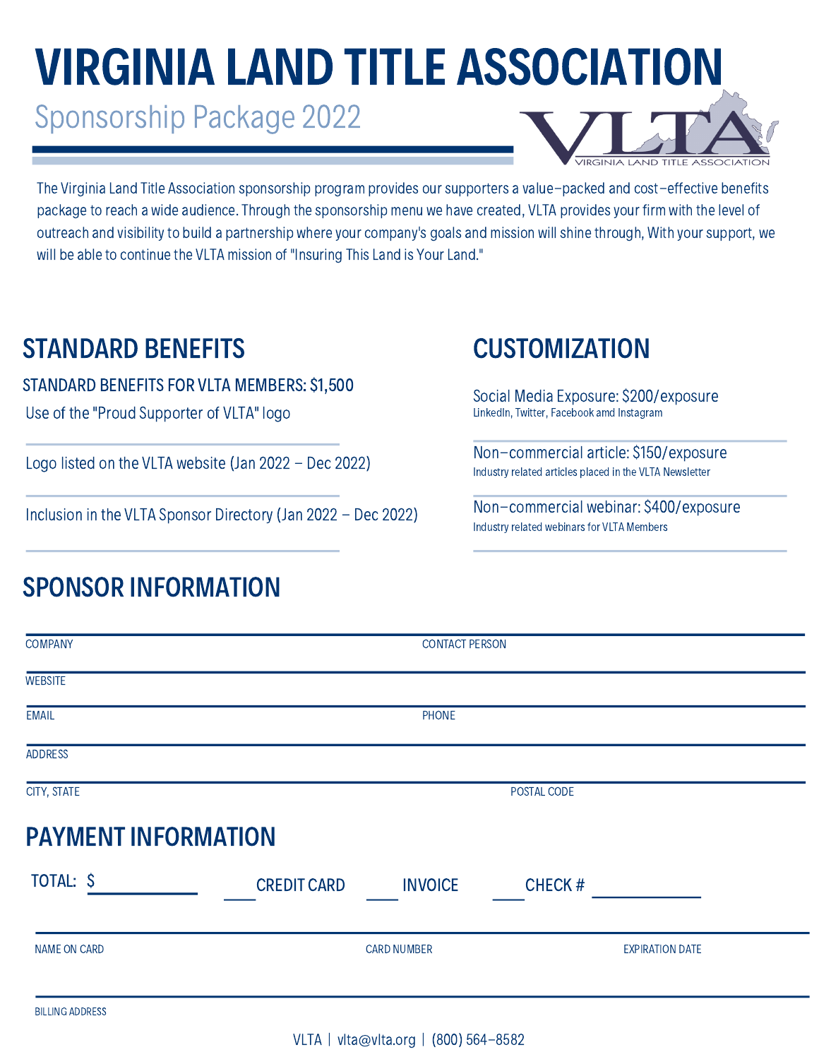# VIRGINIA LAND TITLE ASSOCIATION

Sponsorship Package 2022

The Virginia Land Title Association sponsorship program provides our supporters a value–packed and cost–effective benefits package to reach a wide audience. Through the sponsorship menu we have created, VLTA provides your firm with the level of outreach and visibility to build a partnership where your company's goals and mission will shine through, With your support, we will be able to continue the VLTA mission of "Insuring This Land is Your Land."

## STANDARD BENEFITS

### STANDARD BENEFITS FOR VLTA MEMBERS: $1,500

- Use of the "Proud Supporter of VLTA" logo
- Logo listed on the VLTA website (Jan 2022 – Dec 2022)
- Inclusion in the VLTA Sponsor Directory (Jan 2022 – Dec 2022)

## CUSTOMIZATION

Social Media Exposure: $200/exposure
LinkedIn, Twitter, Facebook amd Instagram

Non–commercial article: $150/exposure
Industry related articles placed in the VLTA Newsletter

Non–commercial webinar: $400/exposure
Industry related webinars for VLTA Members

## SPONSOR INFORMATION

COMPANY ______________________ CONTACT PERSON ______________________

WEBSITE ______________________

EMAIL ______________________ PHONE ______________________

ADDRESS ______________________

CITY, STATE ______________________ POSTAL CODE ______________________

## PAYMENT INFORMATION

TOTAL: $ ________ ____ CREDIT CARD ____ INVOICE ____ CHECK # ________

NAME ON CARD ______________________ CARD NUMBER ______________________ EXPIRATION DATE ______________________

BILLING ADDRESS ______________________

VLTA | vlta@vlta.org | (800) 564–8582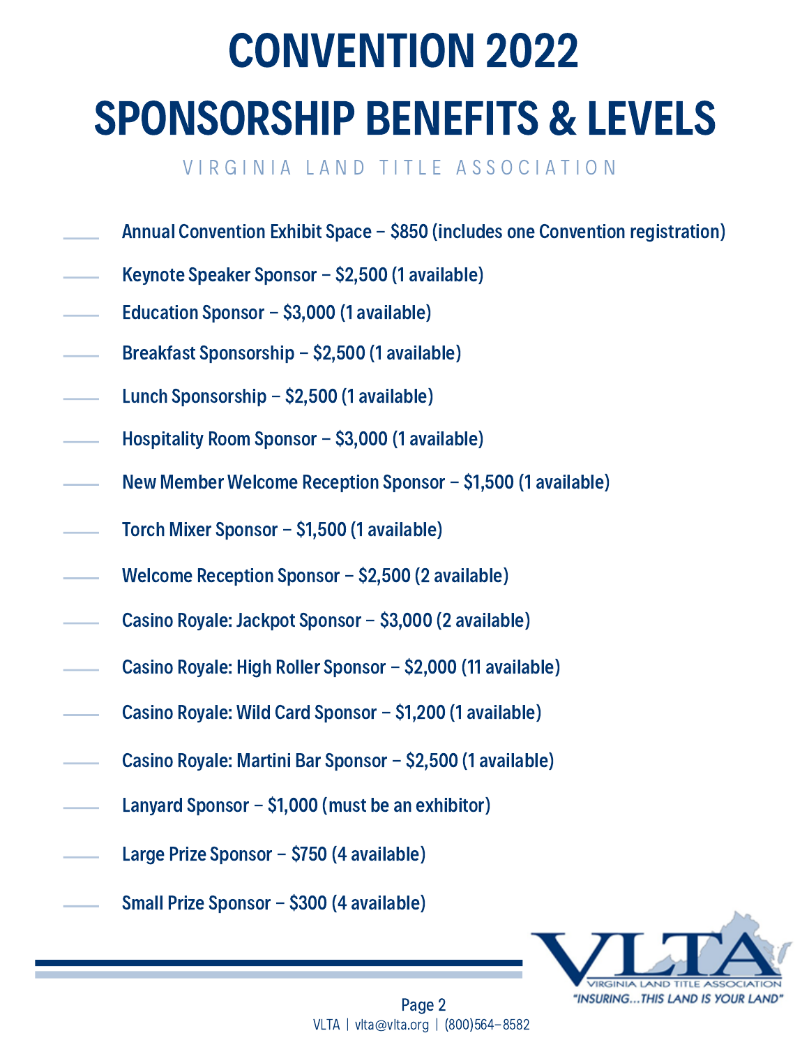# CONVENTION 2022
# SPONSORSHIP BENEFITS & LEVELS

VIRGINIA LAND TITLE ASSOCIATION

- Annual Convention Exhibit Space – $850 (includes one Convention registration)
- Keynote Speaker Sponsor – $2,500 (1 available)
- Education Sponsor – $3,000 (1 available)
- Breakfast Sponsorship – $2,500 (1 available)
- Lunch Sponsorship – $2,500 (1 available)
- Hospitality Room Sponsor – $3,000 (1 available)
- New Member Welcome Reception Sponsor – $1,500 (1 available)
- Torch Mixer Sponsor – $1,500 (1 available)
- Welcome Reception Sponsor – $2,500 (2 available)
- Casino Royale: Jackpot Sponsor – $3,000 (2 available)
- Casino Royale: High Roller Sponsor – $2,000 (11 available)
- Casino Royale: Wild Card Sponsor – $1,200 (1 available)
- Casino Royale: Martini Bar Sponsor – $2,500 (1 available)
- Lanyard Sponsor – $1,000 (must be an exhibitor)
- Large Prize Sponsor – $750 (4 available)
- Small Prize Sponsor – $300 (4 available)

VLTA
VIRGINIA LAND TITLE ASSOCIATION
"INSURING...THIS LAND IS YOUR LAND"

VLTA | vlta@vlta.org | (800)564-8582